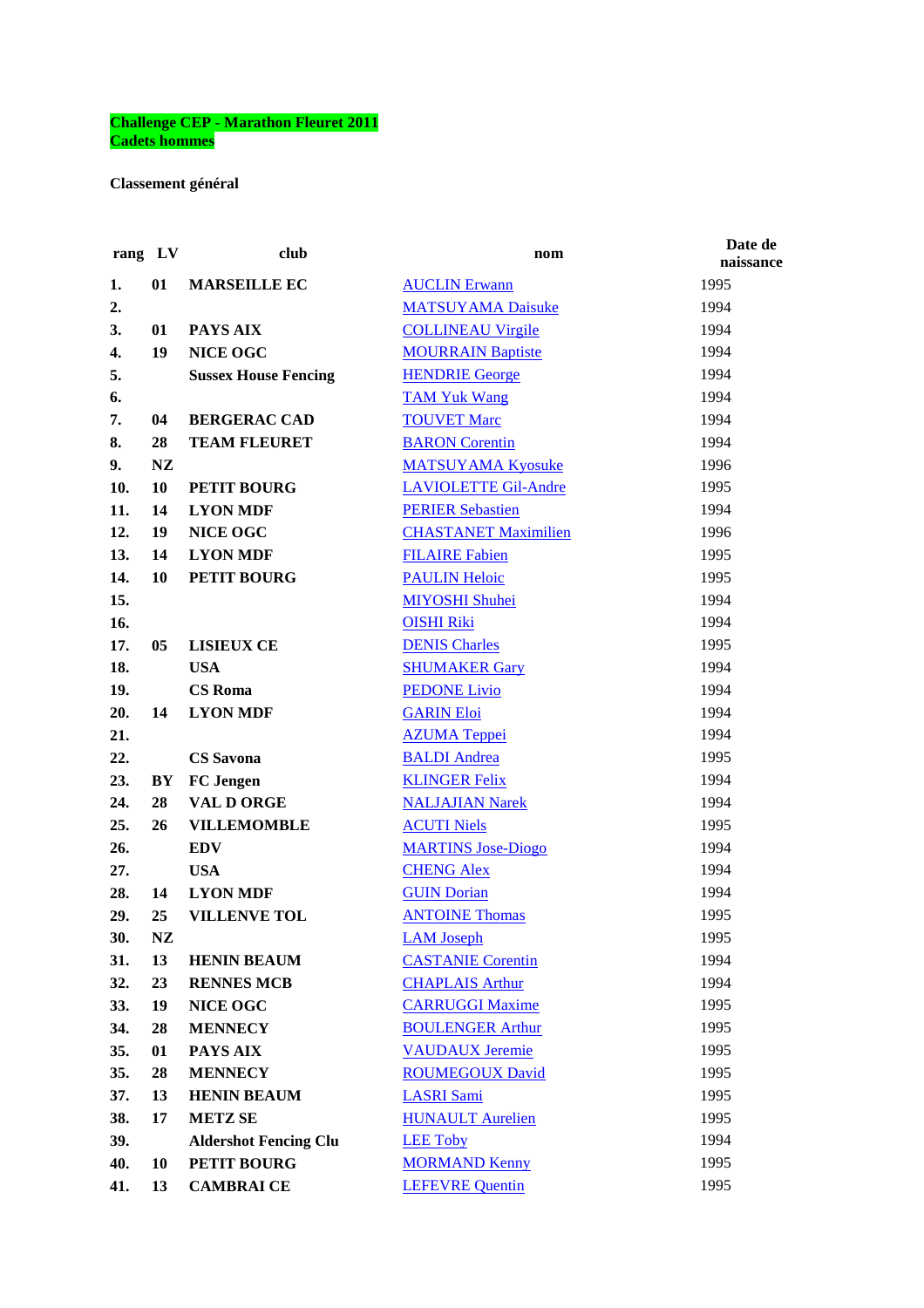**Challenge CEP - Marathon Fleuret 2011**
**Cadets hommes**

**Classement général**

| rang | LV | club | nom | Date de naissance |
|---|---|---|---|---|
| 1. | 01 | MARSEILLE EC | AUCLIN Erwann | 1995 |
| 2. | | | MATSUYAMA Daisuke | 1994 |
| 3. | 01 | PAYS AIX | COLLINEAU Virgile | 1994 |
| 4. | 19 | NICE OGC | MOURRAIN Baptiste | 1994 |
| 5. | | Sussex House Fencing | HENDRIE George | 1994 |
| 6. | | | TAM Yuk Wang | 1994 |
| 7. | 04 | BERGERAC CAD | TOUVET Marc | 1994 |
| 8. | 28 | TEAM FLEURET | BARON Corentin | 1994 |
| 9. | NZ | | MATSUYAMA Kyosuke | 1996 |
| 10. | 10 | PETIT BOURG | LAVIOLETTE Gil-Andre | 1995 |
| 11. | 14 | LYON MDF | PERIER Sebastien | 1994 |
| 12. | 19 | NICE OGC | CHASTANET Maximilien | 1996 |
| 13. | 14 | LYON MDF | FILAIRE Fabien | 1995 |
| 14. | 10 | PETIT BOURG | PAULIN Heloic | 1995 |
| 15. | | | MIYOSHI Shuhei | 1994 |
| 16. | | | OISHI Riki | 1994 |
| 17. | 05 | LISIEUX CE | DENIS Charles | 1995 |
| 18. | | USA | SHUMAKER Gary | 1994 |
| 19. | | CS Roma | PEDONE Livio | 1994 |
| 20. | 14 | LYON MDF | GARIN Eloi | 1994 |
| 21. | | | AZUMA Teppei | 1994 |
| 22. | | CS Savona | BALDI Andrea | 1995 |
| 23. | BY | FC Jengen | KLINGER Felix | 1994 |
| 24. | 28 | VAL D ORGE | NALJAJIAN Narek | 1994 |
| 25. | 26 | VILLEMOMBLE | ACUTI Niels | 1995 |
| 26. | | EDV | MARTINS Jose-Diogo | 1994 |
| 27. | | USA | CHENG Alex | 1994 |
| 28. | 14 | LYON MDF | GUIN Dorian | 1994 |
| 29. | 25 | VILLENVE TOL | ANTOINE Thomas | 1995 |
| 30. | NZ | | LAM Joseph | 1995 |
| 31. | 13 | HENIN BEAUM | CASTANIE Corentin | 1994 |
| 32. | 23 | RENNES MCB | CHAPLAIS Arthur | 1994 |
| 33. | 19 | NICE OGC | CARRUGGI Maxime | 1995 |
| 34. | 28 | MENNECY | BOULENGER Arthur | 1995 |
| 35. | 01 | PAYS AIX | VAUDAUX Jeremie | 1995 |
| 35. | 28 | MENNECY | ROUMEGOUX David | 1995 |
| 37. | 13 | HENIN BEAUM | LASRI Sami | 1995 |
| 38. | 17 | METZ SE | HUNAULT Aurelien | 1995 |
| 39. | | Aldershot Fencing Clu | LEE Toby | 1994 |
| 40. | 10 | PETIT BOURG | MORMAND Kenny | 1995 |
| 41. | 13 | CAMBRAI CE | LEFEVRE Quentin | 1995 |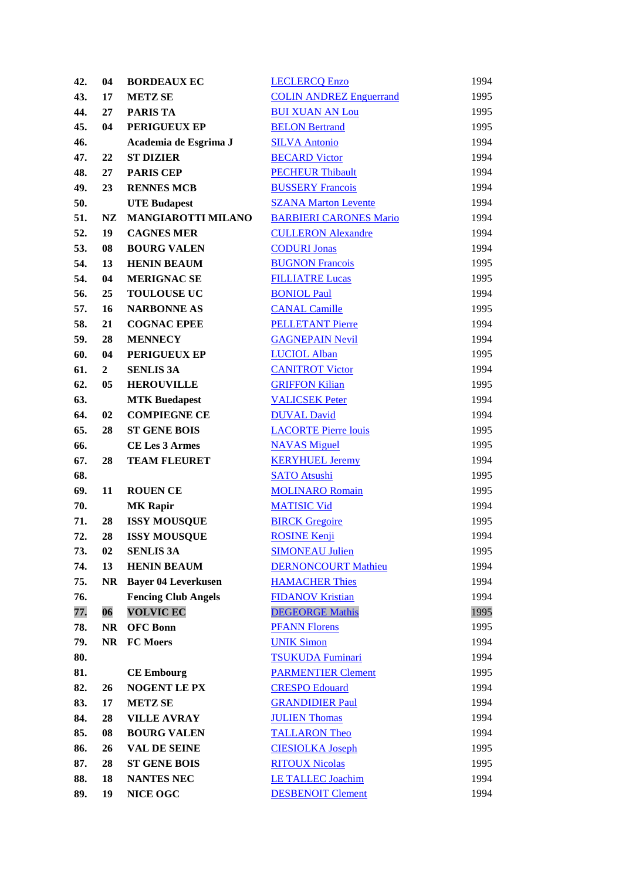| | | | | |
|---|---|---|---|---|
| 42. | 04 | BORDEAUX EC | LECLERCQ Enzo | 1994 |
| 43. | 17 | METZ SE | COLIN ANDREZ Enguerrand | 1995 |
| 44. | 27 | PARIS TA | BUI XUAN AN Lou | 1995 |
| 45. | 04 | PERIGUEUX EP | BELON Bertrand | 1995 |
| 46. | | Academia de Esgrima J | SILVA Antonio | 1994 |
| 47. | 22 | ST DIZIER | BECARD Victor | 1994 |
| 48. | 27 | PARIS CEP | PECHEUR Thibault | 1994 |
| 49. | 23 | RENNES MCB | BUSSERY Francois | 1994 |
| 50. | | UTE Budapest | SZANA Marton Levente | 1994 |
| 51. | NZ | MANGIAROTTI MILANO | BARBIERI CARONES Mario | 1994 |
| 52. | 19 | CAGNES MER | CULLERON Alexandre | 1994 |
| 53. | 08 | BOURG VALEN | CODURI Jonas | 1994 |
| 54. | 13 | HENIN BEAUM | BUGNON Francois | 1995 |
| 54. | 04 | MERIGNAC SE | FILLIATRE Lucas | 1995 |
| 56. | 25 | TOULOUSE UC | BONIOL Paul | 1994 |
| 57. | 16 | NARBONNE AS | CANAL Camille | 1995 |
| 58. | 21 | COGNAC EPEE | PELLETANT Pierre | 1994 |
| 59. | 28 | MENNECY | GAGNEPAIN Nevil | 1994 |
| 60. | 04 | PERIGUEUX EP | LUCIOL Alban | 1995 |
| 61. | 2 | SENLIS 3A | CANITROT Victor | 1994 |
| 62. | 05 | HEROUVILLE | GRIFFON Kilian | 1995 |
| 63. | | MTK Buedapest | VALICSEK Peter | 1994 |
| 64. | 02 | COMPIEGNE CE | DUVAL David | 1994 |
| 65. | 28 | ST GENE BOIS | LACORTE Pierre louis | 1995 |
| 66. | | CE Les 3 Armes | NAVAS Miguel | 1995 |
| 67. | 28 | TEAM FLEURET | KERYHUEL Jeremy | 1994 |
| 68. | | | SATO Atsushi | 1995 |
| 69. | 11 | ROUEN CE | MOLINARO Romain | 1995 |
| 70. | | MK Rapir | MATISIC Vid | 1994 |
| 71. | 28 | ISSY MOUSQUE | BIRCK Gregoire | 1995 |
| 72. | 28 | ISSY MOUSQUE | ROSINE Kenji | 1994 |
| 73. | 02 | SENLIS 3A | SIMONEAU Julien | 1995 |
| 74. | 13 | HENIN BEAUM | DERNONCOURT Mathieu | 1994 |
| 75. | NR | Bayer 04 Leverkusen | HAMACHER Thies | 1994 |
| 76. | | Fencing Club Angels | FIDANOV Kristian | 1994 |
| 77. | 06 | VOLVIC EC | DEGEORGE Mathis | 1995 |
| 78. | NR | OFC Bonn | PFANN Florens | 1995 |
| 79. | NR | FC Moers | UNIK Simon | 1994 |
| 80. | | | TSUKUDA Fuminari | 1994 |
| 81. | | CE Embourg | PARMENTIER Clement | 1995 |
| 82. | 26 | NOGENT LE PX | CRESPO Edouard | 1994 |
| 83. | 17 | METZ SE | GRANDIDIER Paul | 1994 |
| 84. | 28 | VILLE AVRAY | JULIEN Thomas | 1994 |
| 85. | 08 | BOURG VALEN | TALLARON Theo | 1994 |
| 86. | 26 | VAL DE SEINE | CIESIOLKA Joseph | 1995 |
| 87. | 28 | ST GENE BOIS | RITOUX Nicolas | 1995 |
| 88. | 18 | NANTES NEC | LE TALLEC Joachim | 1994 |
| 89. | 19 | NICE OGC | DESBENOIT Clement | 1994 |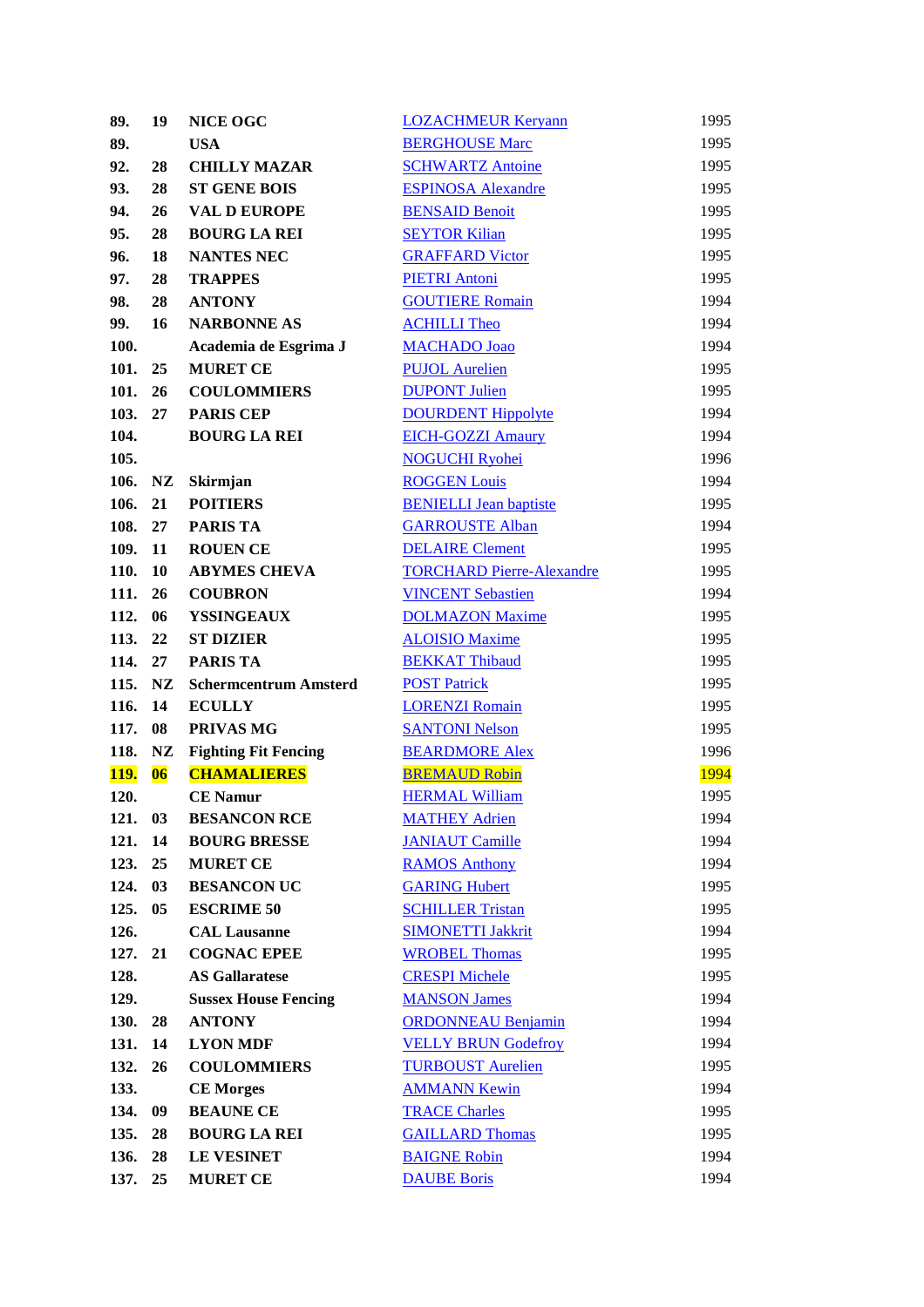| | | | | |
|---|---|---|---|---|
| **89.** | **19** | **NICE OGC** | LOZACHMEUR Keryann | 1995 |
| **89.** | | **USA** | BERGHOUSE Marc | 1995 |
| **92.** | **28** | **CHILLY MAZAR** | SCHWARTZ Antoine | 1995 |
| **93.** | **28** | **ST GENE BOIS** | ESPINOSA Alexandre | 1995 |
| **94.** | **26** | **VAL D EUROPE** | BENSAID Benoit | 1995 |
| **95.** | **28** | **BOURG LA REI** | SEYTOR Kilian | 1995 |
| **96.** | **18** | **NANTES NEC** | GRAFFARD Victor | 1995 |
| **97.** | **28** | **TRAPPES** | PIETRI Antoni | 1995 |
| **98.** | **28** | **ANTONY** | GOUTIERE Romain | 1994 |
| **99.** | **16** | **NARBONNE AS** | ACHILLI Theo | 1994 |
| **100.** | | **Academia de Esgrima J** | MACHADO Joao | 1994 |
| **101.** | **25** | **MURET CE** | PUJOL Aurelien | 1995 |
| **101.** | **26** | **COULOMMIERS** | DUPONT Julien | 1995 |
| **103.** | **27** | **PARIS CEP** | DOURDENT Hippolyte | 1994 |
| **104.** | | **BOURG LA REI** | EICH-GOZZI Amaury | 1994 |
| **105.** | | | NOGUCHI Ryohei | 1996 |
| **106.** | **NZ** | **Skirmjan** | ROGGEN Louis | 1994 |
| **106.** | **21** | **POITIERS** | BENIELLI Jean baptiste | 1995 |
| **108.** | **27** | **PARIS TA** | GARROUSTE Alban | 1994 |
| **109.** | **11** | **ROUEN CE** | DELAIRE Clement | 1995 |
| **110.** | **10** | **ABYMES CHEVA** | TORCHARD Pierre-Alexandre | 1995 |
| **111.** | **26** | **COUBRON** | VINCENT Sebastien | 1994 |
| **112.** | **06** | **YSSINGEAUX** | DOLMAZON Maxime | 1995 |
| **113.** | **22** | **ST DIZIER** | ALOISIO Maxime | 1995 |
| **114.** | **27** | **PARIS TA** | BEKKAT Thibaud | 1995 |
| **115.** | **NZ** | **Schermcentrum Amsterd** | POST Patrick | 1995 |
| **116.** | **14** | **ECULLY** | LORENZI Romain | 1995 |
| **117.** | **08** | **PRIVAS MG** | SANTONI Nelson | 1995 |
| **118.** | **NZ** | **Fighting Fit Fencing** | BEARDMORE Alex | 1996 |
| **119.** | **06** | **CHAMALIERES** | BREMAUD Robin | 1994 |
| **120.** | | **CE Namur** | HERMAL William | 1995 |
| **121.** | **03** | **BESANCON RCE** | MATHEY Adrien | 1994 |
| **121.** | **14** | **BOURG BRESSE** | JANIAUT Camille | 1994 |
| **123.** | **25** | **MURET CE** | RAMOS Anthony | 1994 |
| **124.** | **03** | **BESANCON UC** | GARING Hubert | 1995 |
| **125.** | **05** | **ESCRIME 50** | SCHILLER Tristan | 1995 |
| **126.** | | **CAL Lausanne** | SIMONETTI Jakkrit | 1994 |
| **127.** | **21** | **COGNAC EPEE** | WROBEL Thomas | 1995 |
| **128.** | | **AS Gallaratese** | CRESPI Michele | 1995 |
| **129.** | | **Sussex House Fencing** | MANSON James | 1994 |
| **130.** | **28** | **ANTONY** | ORDONNEAU Benjamin | 1994 |
| **131.** | **14** | **LYON MDF** | VELLY BRUN Godefroy | 1994 |
| **132.** | **26** | **COULOMMIERS** | TURBOUST Aurelien | 1995 |
| **133.** | | **CE Morges** | AMMANN Kewin | 1994 |
| **134.** | **09** | **BEAUNE CE** | TRACE Charles | 1995 |
| **135.** | **28** | **BOURG LA REI** | GAILLARD Thomas | 1995 |
| **136.** | **28** | **LE VESINET** | BAIGNE Robin | 1994 |
| **137.** | **25** | **MURET CE** | DAUBE Boris | 1994 |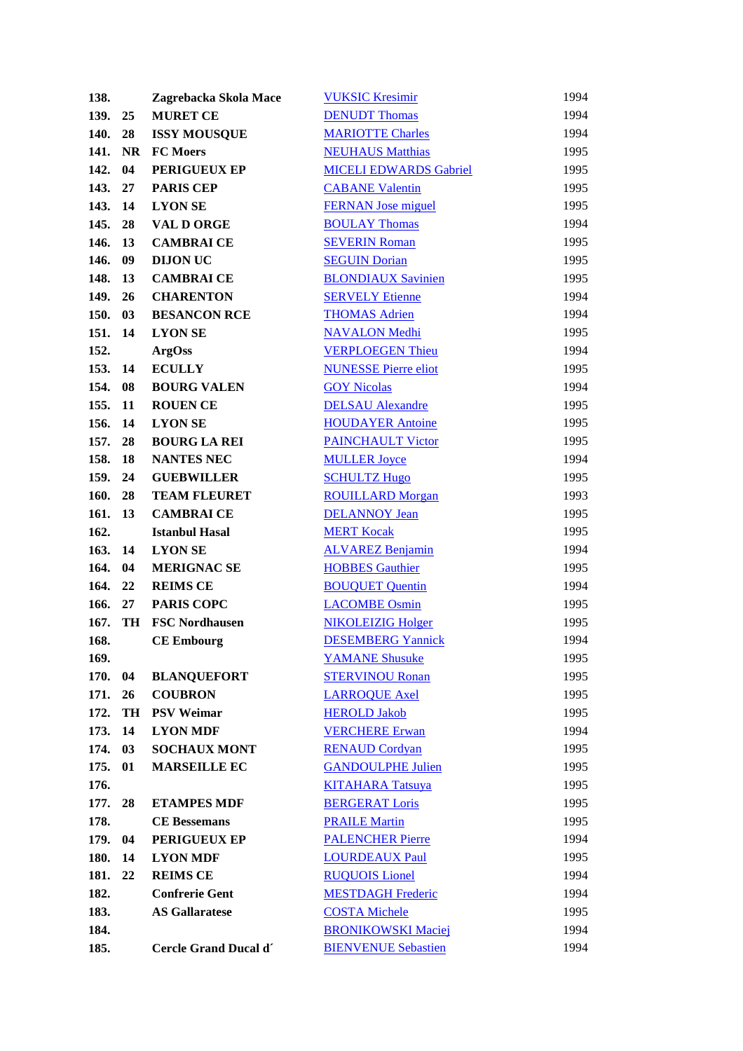| | | | | |
|---|---|---|---|---|
| **138.** | | **Zagrebacka Skola Mace** | VUKSIC Kresimir | 1994 |
| **139.** | **25** | **MURET CE** | DENUDT Thomas | 1994 |
| **140.** | **28** | **ISSY MOUSQUE** | MARIOTTE Charles | 1994 |
| **141.** | **NR** | **FC Moers** | NEUHAUS Matthias | 1995 |
| **142.** | **04** | **PERIGUEUX EP** | MICELI EDWARDS Gabriel | 1995 |
| **143.** | **27** | **PARIS CEP** | CABANE Valentin | 1995 |
| **143.** | **14** | **LYON SE** | FERNAN Jose miguel | 1995 |
| **145.** | **28** | **VAL D ORGE** | BOULAY Thomas | 1994 |
| **146.** | **13** | **CAMBRAI CE** | SEVERIN Roman | 1995 |
| **146.** | **09** | **DIJON UC** | SEGUIN Dorian | 1995 |
| **148.** | **13** | **CAMBRAI CE** | BLONDIAUX Savinien | 1995 |
| **149.** | **26** | **CHARENTON** | SERVELY Etienne | 1994 |
| **150.** | **03** | **BESANCON RCE** | THOMAS Adrien | 1994 |
| **151.** | **14** | **LYON SE** | NAVALON Medhi | 1995 |
| **152.** | | **ArgOss** | VERPLOEGEN Thieu | 1994 |
| **153.** | **14** | **ECULLY** | NUNESSE Pierre eliot | 1995 |
| **154.** | **08** | **BOURG VALEN** | GOY Nicolas | 1994 |
| **155.** | **11** | **ROUEN CE** | DELSAU Alexandre | 1995 |
| **156.** | **14** | **LYON SE** | HOUDAYER Antoine | 1995 |
| **157.** | **28** | **BOURG LA REI** | PAINCHAULT Victor | 1995 |
| **158.** | **18** | **NANTES NEC** | MULLER Joyce | 1994 |
| **159.** | **24** | **GUEBWILLER** | SCHULTZ Hugo | 1995 |
| **160.** | **28** | **TEAM FLEURET** | ROUILLARD Morgan | 1993 |
| **161.** | **13** | **CAMBRAI CE** | DELANNOY Jean | 1995 |
| **162.** | | **Istanbul Hasal** | MERT Kocak | 1995 |
| **163.** | **14** | **LYON SE** | ALVAREZ Benjamin | 1994 |
| **164.** | **04** | **MERIGNAC SE** | HOBBES Gauthier | 1995 |
| **164.** | **22** | **REIMS CE** | BOUQUET Quentin | 1994 |
| **166.** | **27** | **PARIS COPC** | LACOMBE Osmin | 1995 |
| **167.** | **TH** | **FSC Nordhausen** | NIKOLEIZIG Holger | 1995 |
| **168.** | | **CE Embourg** | DESEMBERG Yannick | 1994 |
| **169.** | | | YAMANE Shusuke | 1995 |
| **170.** | **04** | **BLANQUEFORT** | STERVINOU Ronan | 1995 |
| **171.** | **26** | **COUBRON** | LARROQUE Axel | 1995 |
| **172.** | **TH** | **PSV Weimar** | HEROLD Jakob | 1995 |
| **173.** | **14** | **LYON MDF** | VERCHERE Erwan | 1994 |
| **174.** | **03** | **SOCHAUX MONT** | RENAUD Cordyan | 1995 |
| **175.** | **01** | **MARSEILLE EC** | GANDOULPHE Julien | 1995 |
| **176.** | | | KITAHARA Tatsuya | 1995 |
| **177.** | **28** | **ETAMPES MDF** | BERGERAT Loris | 1995 |
| **178.** | | **CE Bessemans** | PRAILE Martin | 1995 |
| **179.** | **04** | **PERIGUEUX EP** | PALENCHER Pierre | 1994 |
| **180.** | **14** | **LYON MDF** | LOURDEAUX Paul | 1995 |
| **181.** | **22** | **REIMS CE** | RUQUOIS Lionel | 1994 |
| **182.** | | **Confrerie Gent** | MESTDAGH Frederic | 1994 |
| **183.** | | **AS Gallaratese** | COSTA Michele | 1995 |
| **184.** | | | BRONIKOWSKI Maciej | 1994 |
| **185.** | | **Cercle Grand Ducal d´** | BIENVENUE Sebastien | 1994 |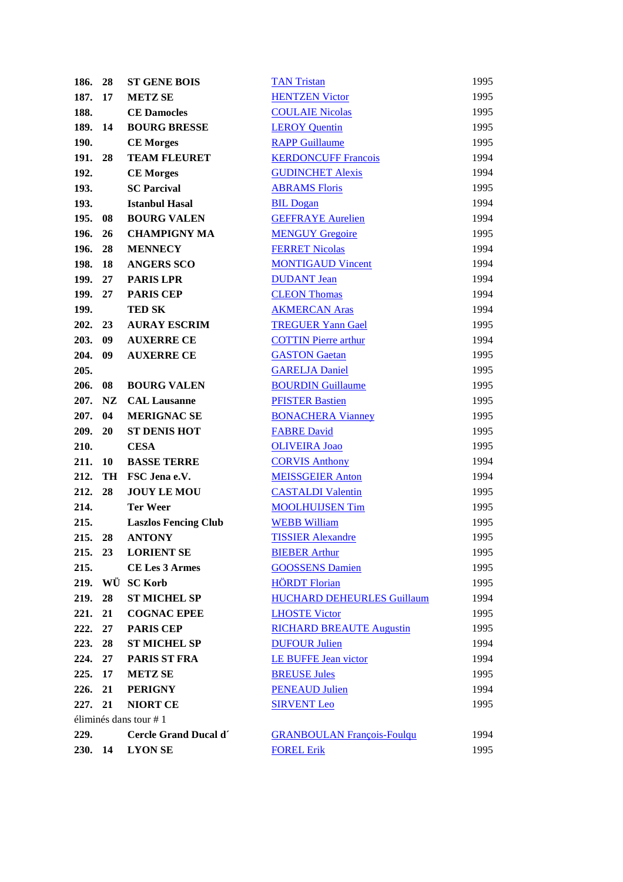| | | | | |
|---|---|---|---|---|
| **186.** | **28** | **ST GENE BOIS** | TAN Tristan | 1995 |
| **187.** | **17** | **METZ SE** | HENTZEN Victor | 1995 |
| **188.** | | **CE Damocles** | COULAIE Nicolas | 1995 |
| **189.** | **14** | **BOURG BRESSE** | LEROY Quentin | 1995 |
| **190.** | | **CE Morges** | RAPP Guillaume | 1995 |
| **191.** | **28** | **TEAM FLEURET** | KERDONCUFF Francois | 1994 |
| **192.** | | **CE Morges** | GUDINCHET Alexis | 1994 |
| **193.** | | **SC Parcival** | ABRAMS Floris | 1995 |
| **193.** | | **Istanbul Hasal** | BIL Dogan | 1994 |
| **195.** | **08** | **BOURG VALEN** | GEFFRAYE Aurelien | 1994 |
| **196.** | **26** | **CHAMPIGNY MA** | MENGUY Gregoire | 1995 |
| **196.** | **28** | **MENNECY** | FERRET Nicolas | 1994 |
| **198.** | **18** | **ANGERS SCO** | MONTIGAUD Vincent | 1994 |
| **199.** | **27** | **PARIS LPR** | DUDANT Jean | 1994 |
| **199.** | **27** | **PARIS CEP** | CLEON Thomas | 1994 |
| **199.** | | **TED SK** | AKMERCAN Aras | 1994 |
| **202.** | **23** | **AURAY ESCRIM** | TREGUER Yann Gael | 1995 |
| **203.** | **09** | **AUXERRE CE** | COTTIN Pierre arthur | 1994 |
| **204.** | **09** | **AUXERRE CE** | GASTON Gaetan | 1995 |
| **205.** | | | GARELJA Daniel | 1995 |
| **206.** | **08** | **BOURG VALEN** | BOURDIN Guillaume | 1995 |
| **207.** | **NZ** | **CAL Lausanne** | PFISTER Bastien | 1995 |
| **207.** | **04** | **MERIGNAC SE** | BONACHERA Vianney | 1995 |
| **209.** | **20** | **ST DENIS HOT** | FABRE David | 1995 |
| **210.** | | **CESA** | OLIVEIRA Joao | 1995 |
| **211.** | **10** | **BASSE TERRE** | CORVIS Anthony | 1994 |
| **212.** | **TH** | **FSC Jena e.V.** | MEISSGEIER Anton | 1994 |
| **212.** | **28** | **JOUY LE MOU** | CASTALDI Valentin | 1995 |
| **214.** | | **Ter Weer** | MOOLHUIJSEN Tim | 1995 |
| **215.** | | **Laszlos Fencing Club** | WEBB William | 1995 |
| **215.** | **28** | **ANTONY** | TISSIER Alexandre | 1995 |
| **215.** | **23** | **LORIENT SE** | BIEBER Arthur | 1995 |
| **215.** | | **CE Les 3 Armes** | GOOSSENS Damien | 1995 |
| **219.** | **WÜ** | **SC Korb** | HÖRDT Florian | 1995 |
| **219.** | **28** | **ST MICHEL SP** | HUCHARD DEHEURLES Guillaum | 1994 |
| **221.** | **21** | **COGNAC EPEE** | LHOSTE Victor | 1995 |
| **222.** | **27** | **PARIS CEP** | RICHARD BREAUTE Augustin | 1995 |
| **223.** | **28** | **ST MICHEL SP** | DUFOUR Julien | 1994 |
| **224.** | **27** | **PARIS ST FRA** | LE BUFFE Jean victor | 1994 |
| **225.** | **17** | **METZ SE** | BREUSE Jules | 1995 |
| **226.** | **21** | **PERIGNY** | PENEAUD Julien | 1994 |
| **227.** | **21** | **NIORT CE** | SIRVENT Leo | 1995 |
| éliminés dans tour # 1 | | | | |
| **229.** | | **Cercle Grand Ducal d´** | GRANBOULAN François-Foulqu | 1994 |
| **230.** | **14** | **LYON SE** | FOREL Erik | 1995 |